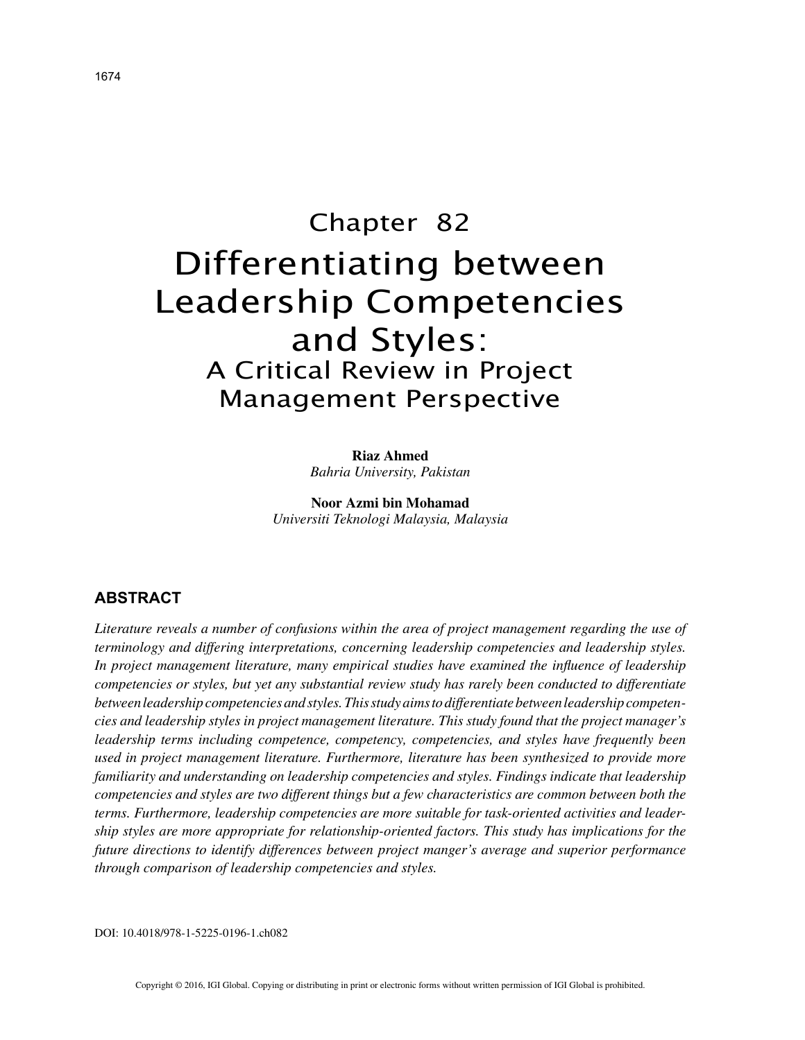# Chapter 82

# Differentiating between Leadership Competencies and Styles:

## A Critical Review in Project Management Perspective

**Riaz Ahmed**
*Bahria University, Pakistan*

**Noor Azmi bin Mohamad**
*Universiti Teknologi Malaysia, Malaysia*

## ABSTRACT

*Literature reveals a number of confusions within the area of project management regarding the use of terminology and differing interpretations, concerning leadership competencies and leadership styles. In project management literature, many empirical studies have examined the influence of leadership competencies or styles, but yet any substantial review study has rarely been conducted to differentiate between leadership competencies and styles. This study aims to differentiate between leadership competencies and leadership styles in project management literature. This study found that the project manager's leadership terms including competence, competency, competencies, and styles have frequently been used in project management literature. Furthermore, literature has been synthesized to provide more familiarity and understanding on leadership competencies and styles. Findings indicate that leadership competencies and styles are two different things but a few characteristics are common between both the terms. Furthermore, leadership competencies are more suitable for task-oriented activities and leadership styles are more appropriate for relationship-oriented factors. This study has implications for the future directions to identify differences between project manger's average and superior performance through comparison of leadership competencies and styles.*

DOI: 10.4018/978-1-5225-0196-1.ch082

Copyright © 2016, IGI Global. Copying or distributing in print or electronic forms without written permission of IGI Global is prohibited.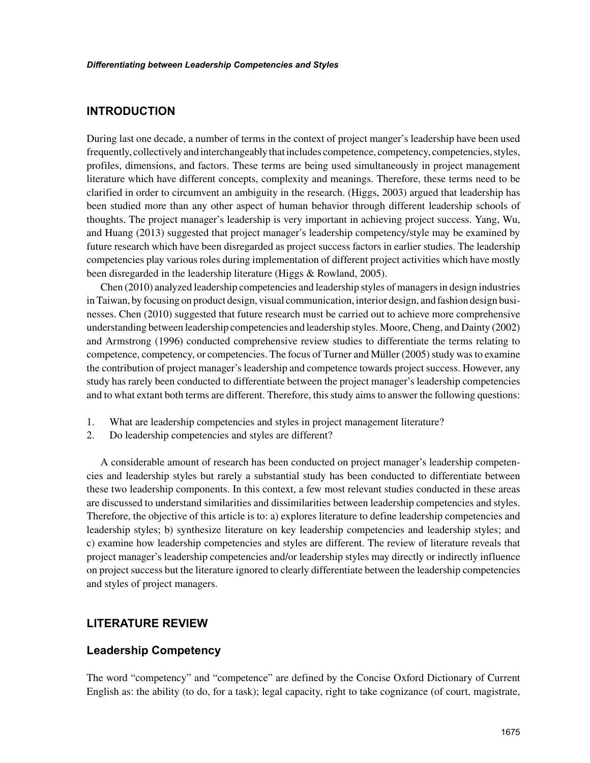## INTRODUCTION

During last one decade, a number of terms in the context of project manger's leadership have been used frequently, collectively and interchangeably that includes competence, competency, competencies, styles, profiles, dimensions, and factors. These terms are being used simultaneously in project management literature which have different concepts, complexity and meanings. Therefore, these terms need to be clarified in order to circumvent an ambiguity in the research. (Higgs, 2003) argued that leadership has been studied more than any other aspect of human behavior through different leadership schools of thoughts. The project manager's leadership is very important in achieving project success. Yang, Wu, and Huang (2013) suggested that project manager's leadership competency/style may be examined by future research which have been disregarded as project success factors in earlier studies. The leadership competencies play various roles during implementation of different project activities which have mostly been disregarded in the leadership literature (Higgs & Rowland, 2005).

Chen (2010) analyzed leadership competencies and leadership styles of managers in design industries in Taiwan, by focusing on product design, visual communication, interior design, and fashion design businesses. Chen (2010) suggested that future research must be carried out to achieve more comprehensive understanding between leadership competencies and leadership styles. Moore, Cheng, and Dainty (2002) and Armstrong (1996) conducted comprehensive review studies to differentiate the terms relating to competence, competency, or competencies. The focus of Turner and Müller (2005) study was to examine the contribution of project manager's leadership and competence towards project success. However, any study has rarely been conducted to differentiate between the project manager's leadership competencies and to what extant both terms are different. Therefore, this study aims to answer the following questions:

1. What are leadership competencies and styles in project management literature?
2. Do leadership competencies and styles are different?

A considerable amount of research has been conducted on project manager's leadership competencies and leadership styles but rarely a substantial study has been conducted to differentiate between these two leadership components. In this context, a few most relevant studies conducted in these areas are discussed to understand similarities and dissimilarities between leadership competencies and styles. Therefore, the objective of this article is to: a) explores literature to define leadership competencies and leadership styles; b) synthesize literature on key leadership competencies and leadership styles; and c) examine how leadership competencies and styles are different. The review of literature reveals that project manager's leadership competencies and/or leadership styles may directly or indirectly influence on project success but the literature ignored to clearly differentiate between the leadership competencies and styles of project managers.

## LITERATURE REVIEW

### Leadership Competency

The word "competency" and "competence" are defined by the Concise Oxford Dictionary of Current English as: the ability (to do, for a task); legal capacity, right to take cognizance (of court, magistrate,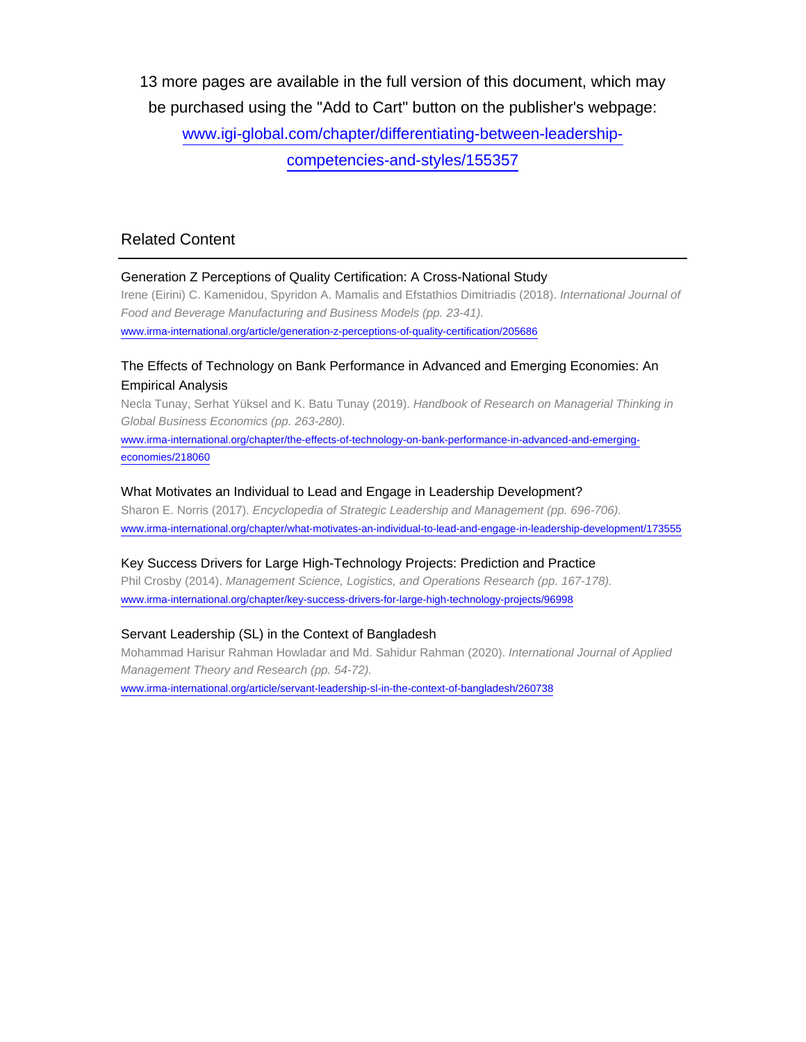13 more pages are available in the full version of this document, which may be purchased using the "Add to Cart" button on the publisher's webpage: www.igi-global.com/chapter/differentiating-between-leadership-competencies-and-styles/155357

## Related Content

Generation Z Perceptions of Quality Certification: A Cross-National Study
Irene (Eirini) C. Kamenidou, Spyridon A. Mamalis and Efstathios Dimitriadis (2018). *International Journal of Food and Beverage Manufacturing and Business Models (pp. 23-41).*
www.irma-international.org/article/generation-z-perceptions-of-quality-certification/205686

The Effects of Technology on Bank Performance in Advanced and Emerging Economies: An Empirical Analysis
Necla Tunay, Serhat Yüksel and K. Batu Tunay (2019). *Handbook of Research on Managerial Thinking in Global Business Economics (pp. 263-280).*
www.irma-international.org/chapter/the-effects-of-technology-on-bank-performance-in-advanced-and-emerging-economies/218060

What Motivates an Individual to Lead and Engage in Leadership Development?
Sharon E. Norris (2017). *Encyclopedia of Strategic Leadership and Management (pp. 696-706).*
www.irma-international.org/chapter/what-motivates-an-individual-to-lead-and-engage-in-leadership-development/173555

Key Success Drivers for Large High-Technology Projects: Prediction and Practice
Phil Crosby (2014). *Management Science, Logistics, and Operations Research (pp. 167-178).*
www.irma-international.org/chapter/key-success-drivers-for-large-high-technology-projects/96998

Servant Leadership (SL) in the Context of Bangladesh
Mohammad Harisur Rahman Howladar and Md. Sahidur Rahman (2020). *International Journal of Applied Management Theory and Research (pp. 54-72).*
www.irma-international.org/article/servant-leadership-sl-in-the-context-of-bangladesh/260738